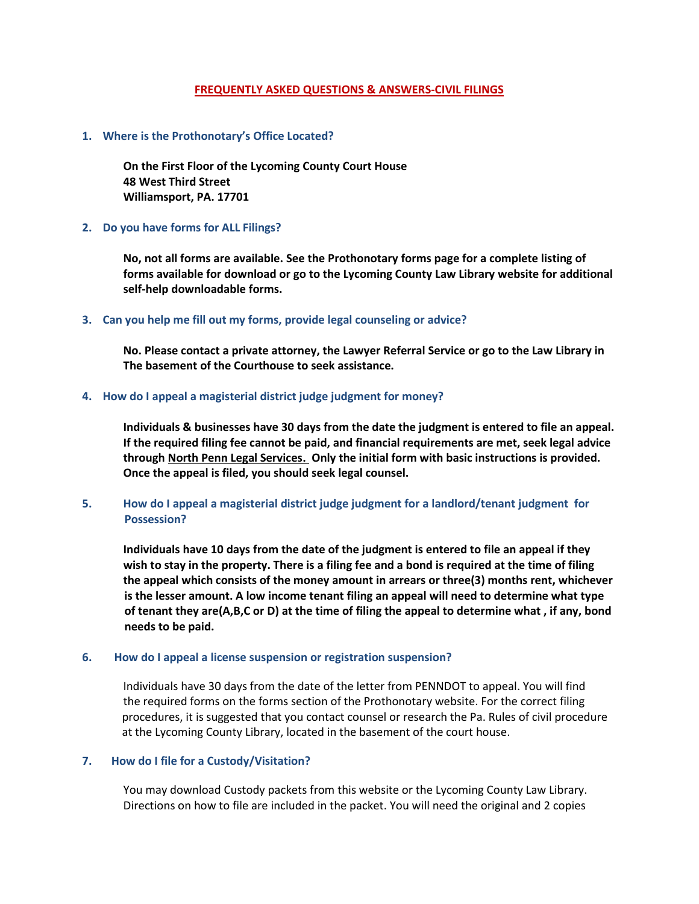# FREQUENTLY ASKED QUESTIONS & ANSWERS-CIVIL FILINGS

1. **Where is the Prothonotary's Office Located?**

   **On the First Floor of the Lycoming County Court House**
   **48 West Third Street**
   **Williamsport, PA. 17701**

2. **Do you have forms for ALL Filings?**

   **No, not all forms are available. See the Prothonotary forms page for a complete listing of forms available for download or go to the Lycoming County Law Library website for additional self-help downloadable forms.**

3. **Can you help me fill out my forms, provide legal counseling or advice?**

   **No. Please contact a private attorney, the Lawyer Referral Service or go to the Law Library in The basement of the Courthouse to seek assistance.**

4. **How do I appeal a magisterial district judge judgment for money?**

   **Individuals & businesses have 30 days from the date the judgment is entered to file an appeal. If the required filing fee cannot be paid, and financial requirements are met, seek legal advice through North Penn Legal Services. Only the initial form with basic instructions is provided. Once the appeal is filed, you should seek legal counsel.**

5. **How do I appeal a magisterial district judge judgment for a landlord/tenant judgment for Possession?**

   **Individuals have 10 days from the date of the judgment is entered to file an appeal if they wish to stay in the property. There is a filing fee and a bond is required at the time of filing the appeal which consists of the money amount in arrears or three(3) months rent, whichever is the lesser amount. A low income tenant filing an appeal will need to determine what type of tenant they are(A,B,C or D) at the time of filing the appeal to determine what , if any, bond needs to be paid.**

6. **How do I appeal a license suspension or registration suspension?**

   Individuals have 30 days from the date of the letter from PENNDOT to appeal. You will find the required forms on the forms section of the Prothonotary website. For the correct filing procedures, it is suggested that you contact counsel or research the Pa. Rules of civil procedure at the Lycoming County Library, located in the basement of the court house.

7. **How do I file for a Custody/Visitation?**

   You may download Custody packets from this website or the Lycoming County Law Library. Directions on how to file are included in the packet. You will need the original and 2 copies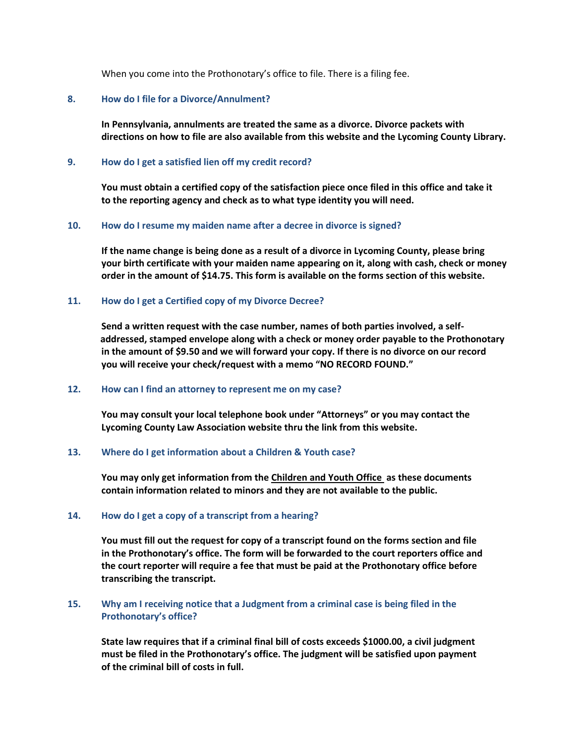When you come into the Prothonotary's office to file. There is a filing fee.

### 8. How do I file for a Divorce/Annulment?

**In Pennsylvania, annulments are treated the same as a divorce. Divorce packets with directions on how to file are also available from this website and the Lycoming County Library.**

### 9. How do I get a satisfied lien off my credit record?

**You must obtain a certified copy of the satisfaction piece once filed in this office and take it to the reporting agency and check as to what type identity you will need.**

### 10. How do I resume my maiden name after a decree in divorce is signed?

**If the name change is being done as a result of a divorce in Lycoming County, please bring your birth certificate with your maiden name appearing on it, along with cash, check or money order in the amount of $14.75. This form is available on the forms section of this website.**

### 11. How do I get a Certified copy of my Divorce Decree?

**Send a written request with the case number, names of both parties involved, a self-addressed, stamped envelope along with a check or money order payable to the Prothonotary in the amount of $9.50 and we will forward your copy. If there is no divorce on our record you will receive your check/request with a memo "NO RECORD FOUND."**

### 12. How can I find an attorney to represent me on my case?

**You may consult your local telephone book under "Attorneys" or you may contact the Lycoming County Law Association website thru the link from this website.**

### 13. Where do I get information about a Children & Youth case?

**You may only get information from the Children and Youth Office as these documents contain information related to minors and they are not available to the public.**

### 14. How do I get a copy of a transcript from a hearing?

**You must fill out the request for copy of a transcript found on the forms section and file in the Prothonotary's office. The form will be forwarded to the court reporters office and the court reporter will require a fee that must be paid at the Prothonotary office before transcribing the transcript.**

### 15. Why am I receiving notice that a Judgment from a criminal case is being filed in the Prothonotary's office?

**State law requires that if a criminal final bill of costs exceeds $1000.00, a civil judgment must be filed in the Prothonotary's office. The judgment will be satisfied upon payment of the criminal bill of costs in full.**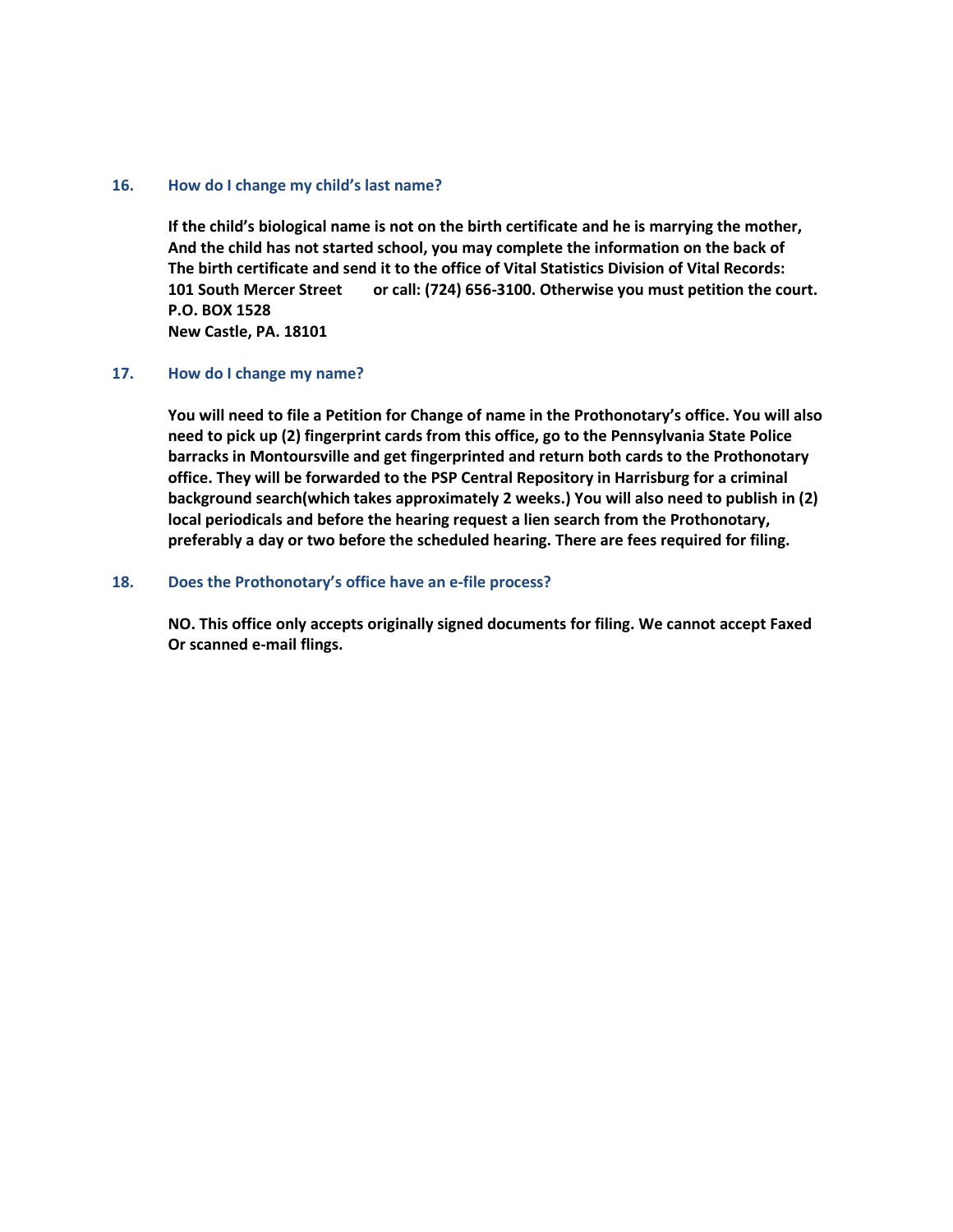### 16. How do I change my child's last name?

**If the child's biological name is not on the birth certificate and he is marrying the mother, And the child has not started school, you may complete the information on the back of The birth certificate and send it to the office of Vital Statistics Division of Vital Records:**
**101 South Mercer Street or call: (724) 656-3100. Otherwise you must petition the court.**
**P.O. BOX 1528**
**New Castle, PA. 18101**

### 17. How do I change my name?

**You will need to file a Petition for Change of name in the Prothonotary's office. You will also need to pick up (2) fingerprint cards from this office, go to the Pennsylvania State Police barracks in Montoursville and get fingerprinted and return both cards to the Prothonotary office. They will be forwarded to the PSP Central Repository in Harrisburg for a criminal background search(which takes approximately 2 weeks.) You will also need to publish in (2) local periodicals and before the hearing request a lien search from the Prothonotary, preferably a day or two before the scheduled hearing. There are fees required for filing.**

### 18. Does the Prothonotary's office have an e-file process?

**NO. This office only accepts originally signed documents for filing. We cannot accept Faxed Or scanned e-mail flings.**